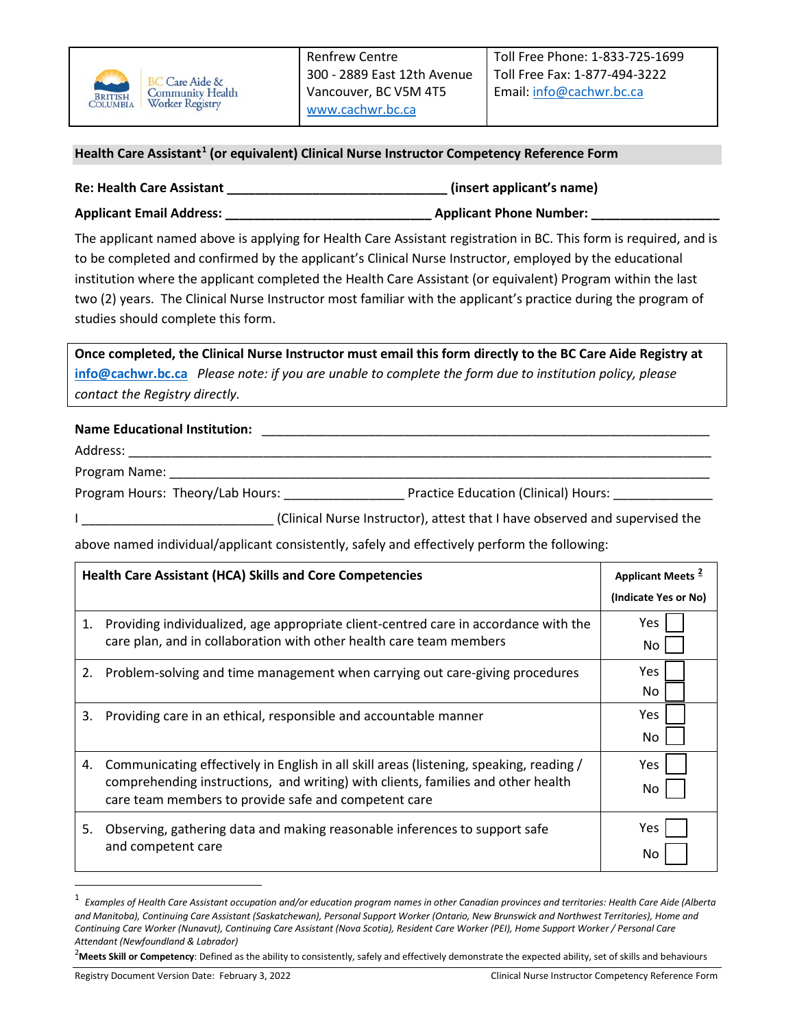| BC Care Aide & Community Health Worker Registry | Renfrew Centre<br>300 - 2889 East 12th Avenue<br>Vancouver, BC V5M 4T5<br>www.cachwr.bc.ca | Toll Free Phone: 1-833-725-1699<br>Toll Free Fax: 1-877-494-3222<br>Email: info@cachwr.bc.ca |
|---|---|---|

## Health Care Assistant[1] (or equivalent) Clinical Nurse Instructor Competency Reference Form

**Re: Health Care Assistant _______________________________ (insert applicant's name)**

**Applicant Email Address: _____________________________ Applicant Phone Number: _________________**

The applicant named above is applying for Health Care Assistant registration in BC. This form is required, and is to be completed and confirmed by the applicant's Clinical Nurse Instructor, employed by the educational institution where the applicant completed the Health Care Assistant (or equivalent) Program within the last two (2) years. The Clinical Nurse Instructor most familiar with the applicant's practice during the program of studies should complete this form.

**Once completed, the Clinical Nurse Instructor must email this form directly to the BC Care Aide Registry at info@cachwr.bc.ca** *Please note: if you are unable to complete the form due to institution policy, please contact the Registry directly.*

**Name Educational Institution:** _______________________________________________________________

Address: ____________________________________________________________________________

Program Name: _______________________________________________________________________

Program Hours: Theory/Lab Hours: ________________ Practice Education (Clinical) Hours: _____________

I ___________________________ (Clinical Nurse Instructor), attest that I have observed and supervised the above named individual/applicant consistently, safely and effectively perform the following:

| Health Care Assistant (HCA) Skills and Core Competencies | Applicant Meets[2] (Indicate Yes or No) |
|---|---|
| 1. Providing individualized, age appropriate client-centred care in accordance with the care plan, and in collaboration with other health care team members | Yes ☐<br>No ☐ |
| 2. Problem-solving and time management when carrying out care-giving procedures | Yes ☐<br>No ☐ |
| 3. Providing care in an ethical, responsible and accountable manner | Yes ☐<br>No ☐ |
| 4. Communicating effectively in English in all skill areas (listening, speaking, reading / comprehending instructions, and writing) with clients, families and other health care team members to provide safe and competent care | Yes ☐<br>No ☐ |
| 5. Observing, gathering data and making reasonable inferences to support safe and competent care | Yes ☐<br>No ☐ |

---

[1] *Examples of Health Care Assistant occupation and/or education program names in other Canadian provinces and territories: Health Care Aide (Alberta and Manitoba), Continuing Care Assistant (Saskatchewan), Personal Support Worker (Ontario, New Brunswick and Northwest Territories), Home and Continuing Care Worker (Nunavut), Continuing Care Assistant (Nova Scotia), Resident Care Worker (PEI), Home Support Worker / Personal Care Attendant (Newfoundland & Labrador)*

[2] **Meets Skill or Competency**: Defined as the ability to consistently, safely and effectively demonstrate the expected ability, set of skills and behaviours

Registry Document Version Date: February 3, 2022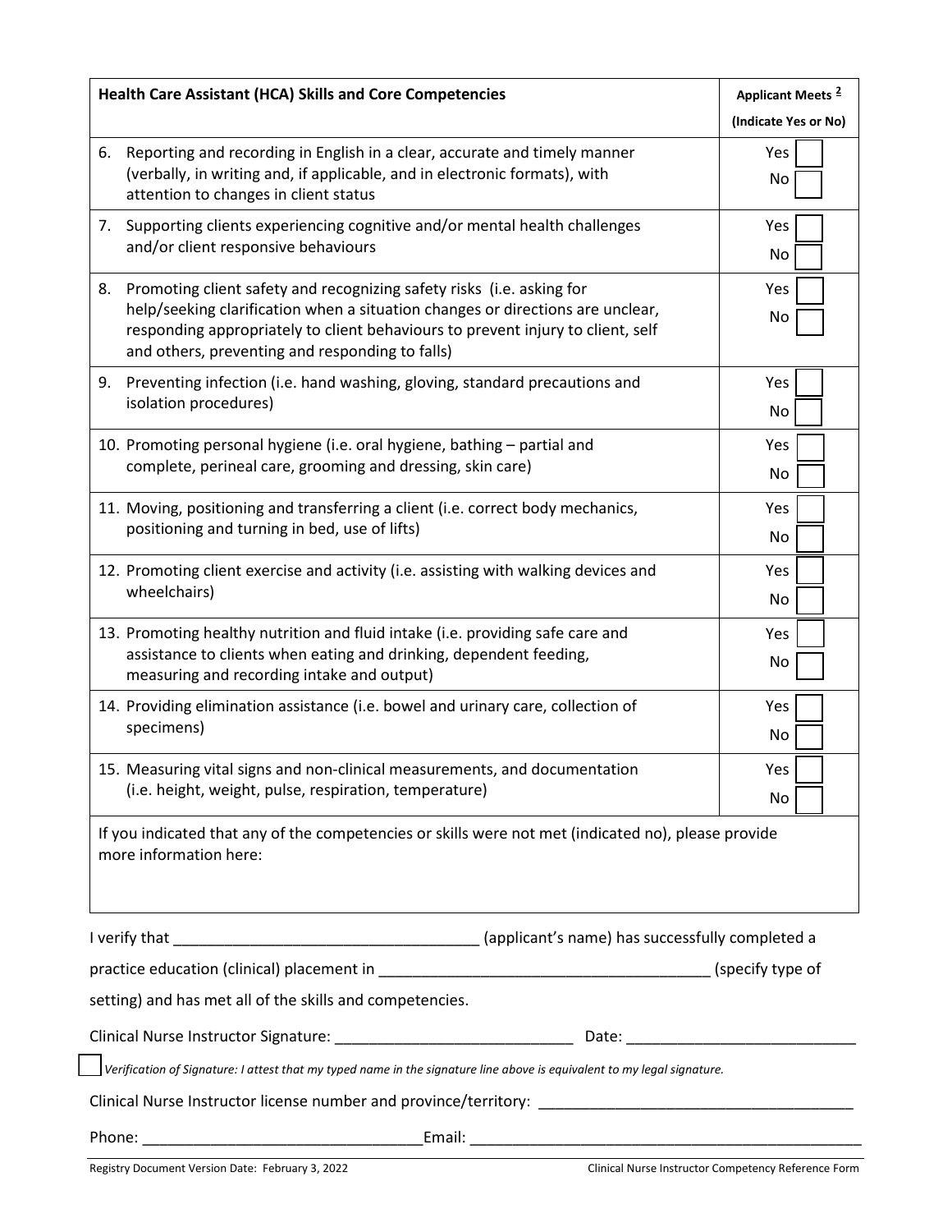| Health Care Assistant (HCA) Skills and Core Competencies | Applicant Meets [2] (Indicate Yes or No) |
| --- | --- |
| 6. Reporting and recording in English in a clear, accurate and timely manner (verbally, in writing and, if applicable, and in electronic formats), with attention to changes in client status | Yes ☐ No ☐ |
| 7. Supporting clients experiencing cognitive and/or mental health challenges and/or client responsive behaviours | Yes ☐ No ☐ |
| 8. Promoting client safety and recognizing safety risks (i.e. asking for help/seeking clarification when a situation changes or directions are unclear, responding appropriately to client behaviours to prevent injury to client, self and others, preventing and responding to falls) | Yes ☐ No ☐ |
| 9. Preventing infection (i.e. hand washing, gloving, standard precautions and isolation procedures) | Yes ☐ No ☐ |
| 10. Promoting personal hygiene (i.e. oral hygiene, bathing – partial and complete, perineal care, grooming and dressing, skin care) | Yes ☐ No ☐ |
| 11. Moving, positioning and transferring a client (i.e. correct body mechanics, positioning and turning in bed, use of lifts) | Yes ☐ No ☐ |
| 12. Promoting client exercise and activity (i.e. assisting with walking devices and wheelchairs) | Yes ☐ No ☐ |
| 13. Promoting healthy nutrition and fluid intake (i.e. providing safe care and assistance to clients when eating and drinking, dependent feeding, measuring and recording intake and output) | Yes ☐ No ☐ |
| 14. Providing elimination assistance (i.e. bowel and urinary care, collection of specimens) | Yes ☐ No ☐ |
| 15. Measuring vital signs and non-clinical measurements, and documentation (i.e. height, weight, pulse, respiration, temperature) | Yes ☐ No ☐ |
| If you indicated that any of the competencies or skills were not met (indicated no), please provide more information here: | |

I verify that ____________________________________ (applicant's name) has successfully completed a practice education (clinical) placement in _______________________________________ (specify type of setting) and has met all of the skills and competencies.

Clinical Nurse Instructor Signature: ____________________________ Date: __________________________

☐ *Verification of Signature: I attest that my typed name in the signature line above is equivalent to my legal signature.*

Clinical Nurse Instructor license number and province/territory: _____________________________________

Phone: _________________________________Email: _______________________________________________

Registry Document Version Date: February 3, 2022 | Clinical Nurse Instructor Competency Reference Form